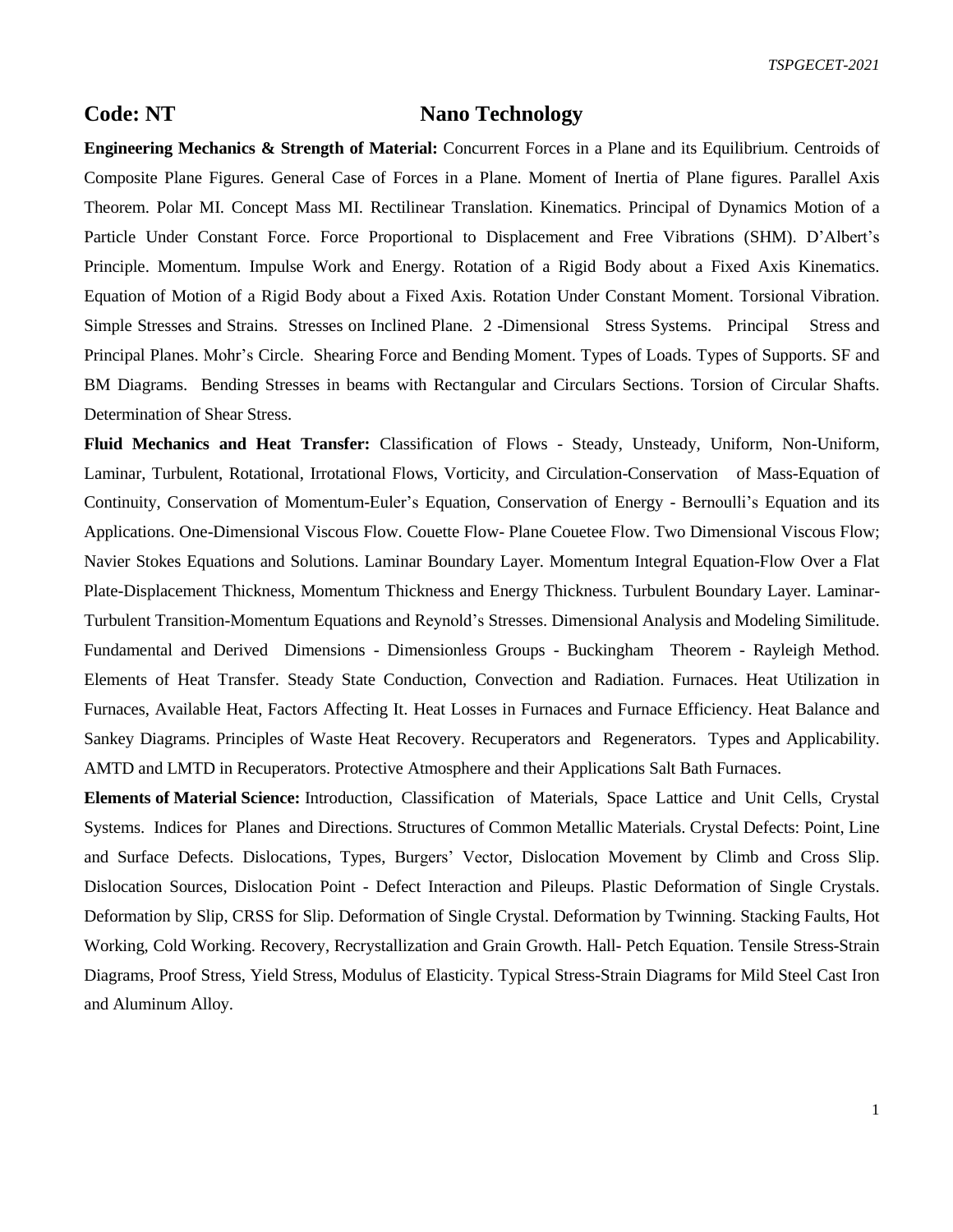## Code: NT Nano Technology

**Engineering Mechanics & Strength of Material:** Concurrent Forces in a Plane and its Equilibrium. Centroids of Composite Plane Figures. General Case of Forces in a Plane. Moment of Inertia of Plane figures. Parallel Axis Theorem. Polar MI. Concept Mass MI. Rectilinear Translation. Kinematics. Principal of Dynamics Motion of a Particle Under Constant Force. Force Proportional to Displacement and Free Vibrations (SHM). D'Albert's Principle. Momentum. Impulse Work and Energy. Rotation of a Rigid Body about a Fixed Axis Kinematics. Equation of Motion of a Rigid Body about a Fixed Axis. Rotation Under Constant Moment. Torsional Vibration. Simple Stresses and Strains. Stresses on Inclined Plane. 2 -Dimensional Stress Systems. Principal Stress and Principal Planes. Mohr's Circle. Shearing Force and Bending Moment. Types of Loads. Types of Supports. SF and BM Diagrams. Bending Stresses in beams with Rectangular and Circulars Sections. Torsion of Circular Shafts. Determination of Shear Stress.

**Fluid Mechanics and Heat Transfer:** Classification of Flows - Steady, Unsteady, Uniform, Non-Uniform, Laminar, Turbulent, Rotational, Irrotational Flows, Vorticity, and Circulation-Conservation of Mass-Equation of Continuity, Conservation of Momentum-Euler's Equation, Conservation of Energy - Bernoulli's Equation and its Applications. One-Dimensional Viscous Flow. Couette Flow- Plane Couetee Flow. Two Dimensional Viscous Flow; Navier Stokes Equations and Solutions. Laminar Boundary Layer. Momentum Integral Equation-Flow Over a Flat Plate-Displacement Thickness, Momentum Thickness and Energy Thickness. Turbulent Boundary Layer. Laminar-Turbulent Transition-Momentum Equations and Reynold's Stresses. Dimensional Analysis and Modeling Similitude. Fundamental and Derived Dimensions - Dimensionless Groups - Buckingham Theorem - Rayleigh Method. Elements of Heat Transfer. Steady State Conduction, Convection and Radiation. Furnaces. Heat Utilization in Furnaces, Available Heat, Factors Affecting It. Heat Losses in Furnaces and Furnace Efficiency. Heat Balance and Sankey Diagrams. Principles of Waste Heat Recovery. Recuperators and Regenerators. Types and Applicability. AMTD and LMTD in Recuperators. Protective Atmosphere and their Applications Salt Bath Furnaces.

**Elements of Material Science:** Introduction, Classification of Materials, Space Lattice and Unit Cells, Crystal Systems. Indices for Planes and Directions. Structures of Common Metallic Materials. Crystal Defects: Point, Line and Surface Defects. Dislocations, Types, Burgers' Vector, Dislocation Movement by Climb and Cross Slip. Dislocation Sources, Dislocation Point - Defect Interaction and Pileups. Plastic Deformation of Single Crystals. Deformation by Slip, CRSS for Slip. Deformation of Single Crystal. Deformation by Twinning. Stacking Faults, Hot Working, Cold Working. Recovery, Recrystallization and Grain Growth. Hall- Petch Equation. Tensile Stress-Strain Diagrams, Proof Stress, Yield Stress, Modulus of Elasticity. Typical Stress-Strain Diagrams for Mild Steel Cast Iron and Aluminum Alloy.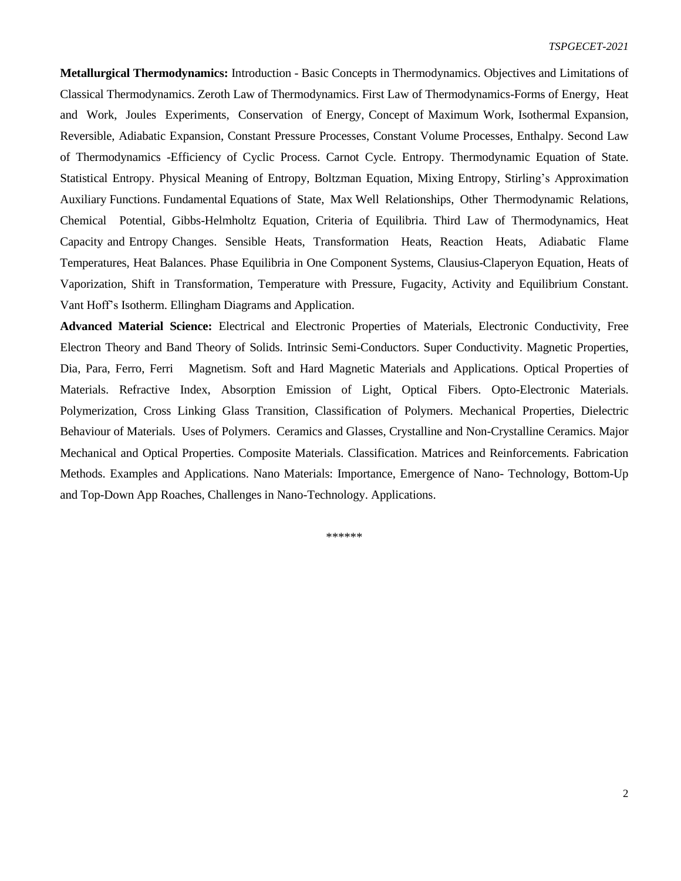**Metallurgical Thermodynamics:** Introduction - Basic Concepts in Thermodynamics. Objectives and Limitations of Classical Thermodynamics. Zeroth Law of Thermodynamics. First Law of Thermodynamics-Forms of Energy, Heat and Work, Joules Experiments, Conservation of Energy, Concept of Maximum Work, Isothermal Expansion, Reversible, Adiabatic Expansion, Constant Pressure Processes, Constant Volume Processes, Enthalpy. Second Law of Thermodynamics -Efficiency of Cyclic Process. Carnot Cycle. Entropy. Thermodynamic Equation of State. Statistical Entropy. Physical Meaning of Entropy, Boltzman Equation, Mixing Entropy, Stirling's Approximation Auxiliary Functions. Fundamental Equations of State, Max Well Relationships, Other Thermodynamic Relations, Chemical Potential, Gibbs-Helmholtz Equation, Criteria of Equilibria. Third Law of Thermodynamics, Heat Capacity and Entropy Changes. Sensible Heats, Transformation Heats, Reaction Heats, Adiabatic Flame Temperatures, Heat Balances. Phase Equilibria in One Component Systems, Clausius-Claperyon Equation, Heats of Vaporization, Shift in Transformation, Temperature with Pressure, Fugacity, Activity and Equilibrium Constant. Vant Hoff's Isotherm. Ellingham Diagrams and Application.

**Advanced Material Science:** Electrical and Electronic Properties of Materials, Electronic Conductivity, Free Electron Theory and Band Theory of Solids. Intrinsic Semi-Conductors. Super Conductivity. Magnetic Properties, Dia, Para, Ferro, Ferri Magnetism. Soft and Hard Magnetic Materials and Applications. Optical Properties of Materials. Refractive Index, Absorption Emission of Light, Optical Fibers. Opto-Electronic Materials. Polymerization, Cross Linking Glass Transition, Classification of Polymers. Mechanical Properties, Dielectric Behaviour of Materials. Uses of Polymers. Ceramics and Glasses, Crystalline and Non-Crystalline Ceramics. Major Mechanical and Optical Properties. Composite Materials. Classification. Matrices and Reinforcements. Fabrication Methods. Examples and Applications. Nano Materials: Importance, Emergence of Nano- Technology, Bottom-Up and Top-Down App Roaches, Challenges in Nano-Technology. Applications.

******